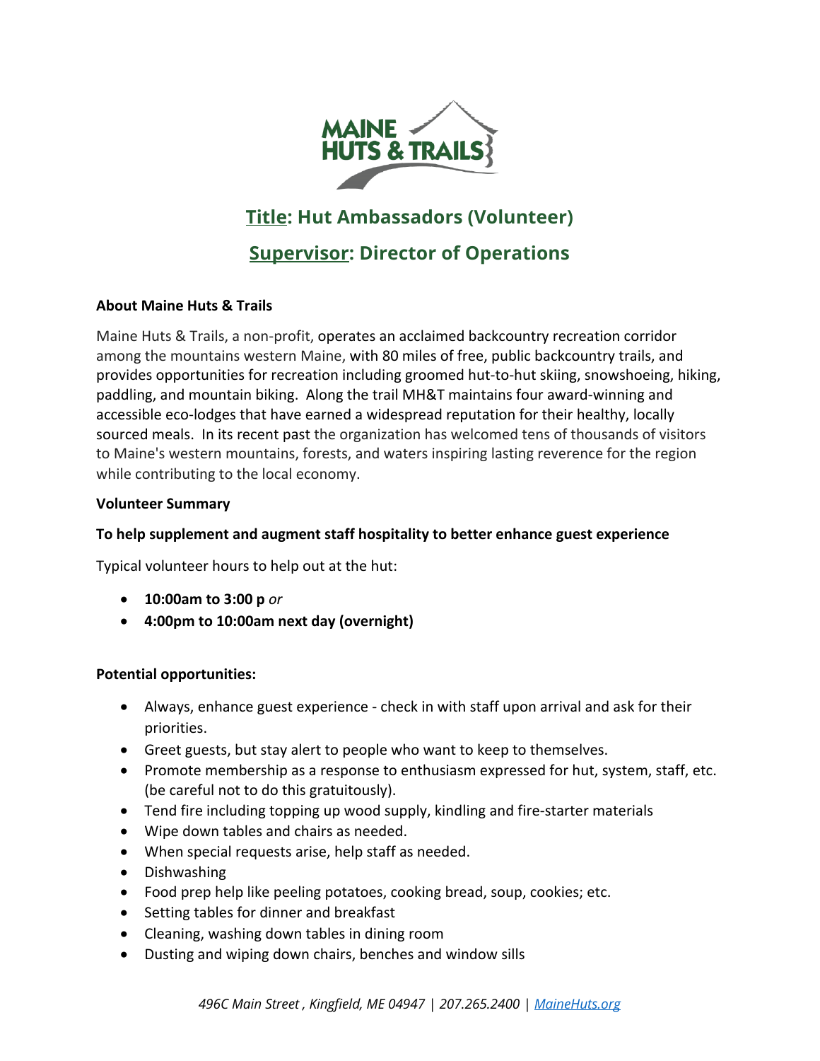# Title: Hut Ambassadors (Volunteer)

## Supervisor: Director of Operations

**About Maine Huts & Trails**

Maine Huts & Trails, a non-profit, operates an acclaimed backcountry recreation corridor among the mountains western Maine, with 80 miles of free, public backcountry trails, and provides opportunities for recreation including groomed hut-to-hut skiing, snowshoeing, hiking, paddling, and mountain biking. Along the trail MH&T maintains four award-winning and accessible eco-lodges that have earned a widespread reputation for their healthy, locally sourced meals. In its recent past the organization has welcomed tens of thousands of visitors to Maine's western mountains, forests, and waters inspiring lasting reverence for the region while contributing to the local economy.

**Volunteer Summary**

**To help supplement and augment staff hospitality to better enhance guest experience**

Typical volunteer hours to help out at the hut:

- **10:00am to 3:00 p** *or*
- **4:00pm to 10:00am next day (overnight)**

**Potential opportunities:**

- Always, enhance guest experience - check in with staff upon arrival and ask for their priorities.
- Greet guests, but stay alert to people who want to keep to themselves.
- Promote membership as a response to enthusiasm expressed for hut, system, staff, etc. (be careful not to do this gratuitously).
- Tend fire including topping up wood supply, kindling and fire-starter materials
- Wipe down tables and chairs as needed.
- When special requests arise, help staff as needed.
- Dishwashing
- Food prep help like peeling potatoes, cooking bread, soup, cookies; etc.
- Setting tables for dinner and breakfast
- Cleaning, washing down tables in dining room
- Dusting and wiping down chairs, benches and window sills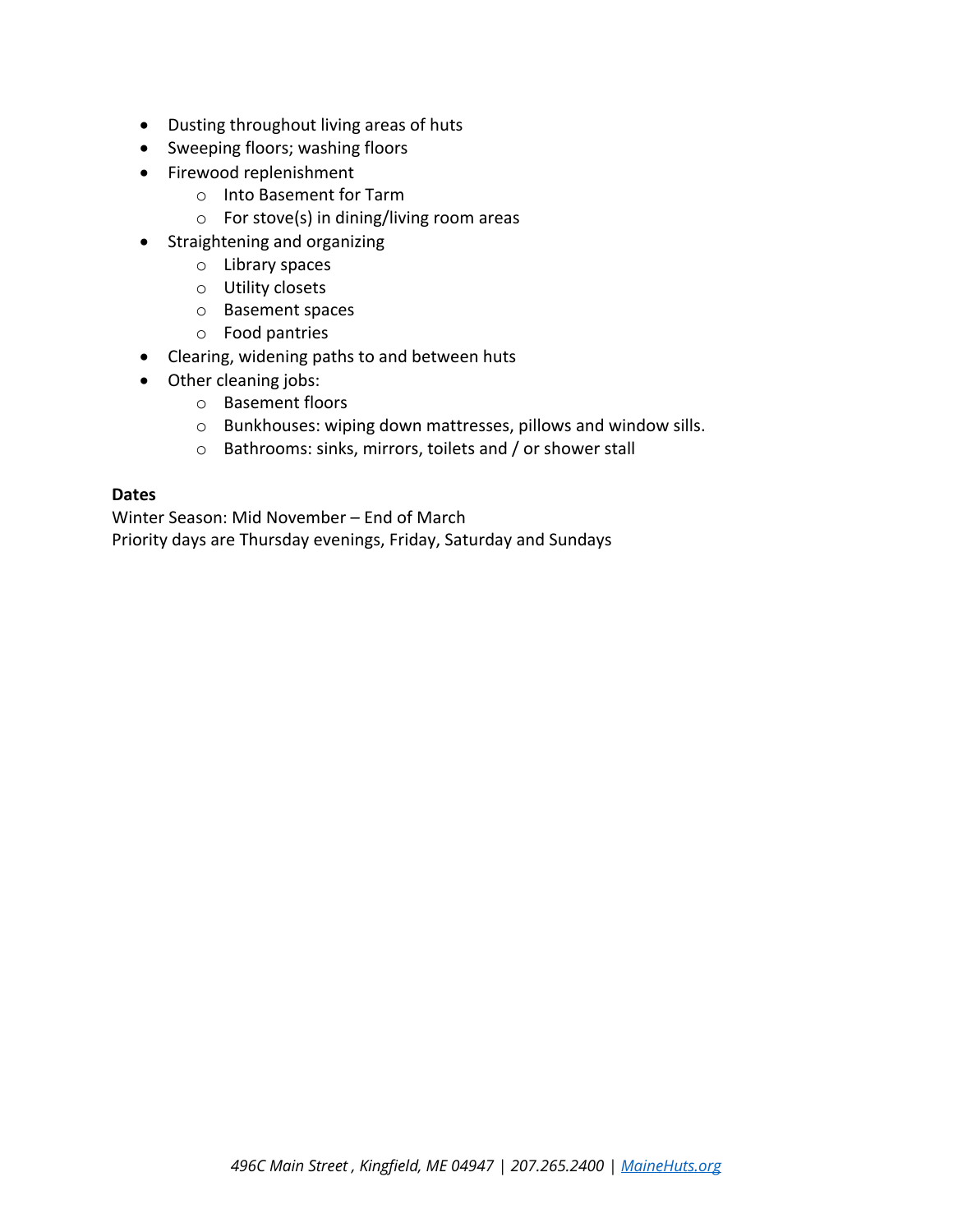- Dusting throughout living areas of huts
- Sweeping floors; washing floors
- Firewood replenishment
  - Into Basement for Tarm
  - For stove(s) in dining/living room areas
- Straightening and organizing
  - Library spaces
  - Utility closets
  - Basement spaces
  - Food pantries
- Clearing, widening paths to and between huts
- Other cleaning jobs:
  - Basement floors
  - Bunkhouses: wiping down mattresses, pillows and window sills.
  - Bathrooms: sinks, mirrors, toilets and / or shower stall

**Dates**

Winter Season: Mid November – End of March

Priority days are Thursday evenings, Friday, Saturday and Sundays

*496C Main Street , Kingfield, ME 04947 | 207.265.2400 | [MaineHuts.org](MaineHuts.org)*